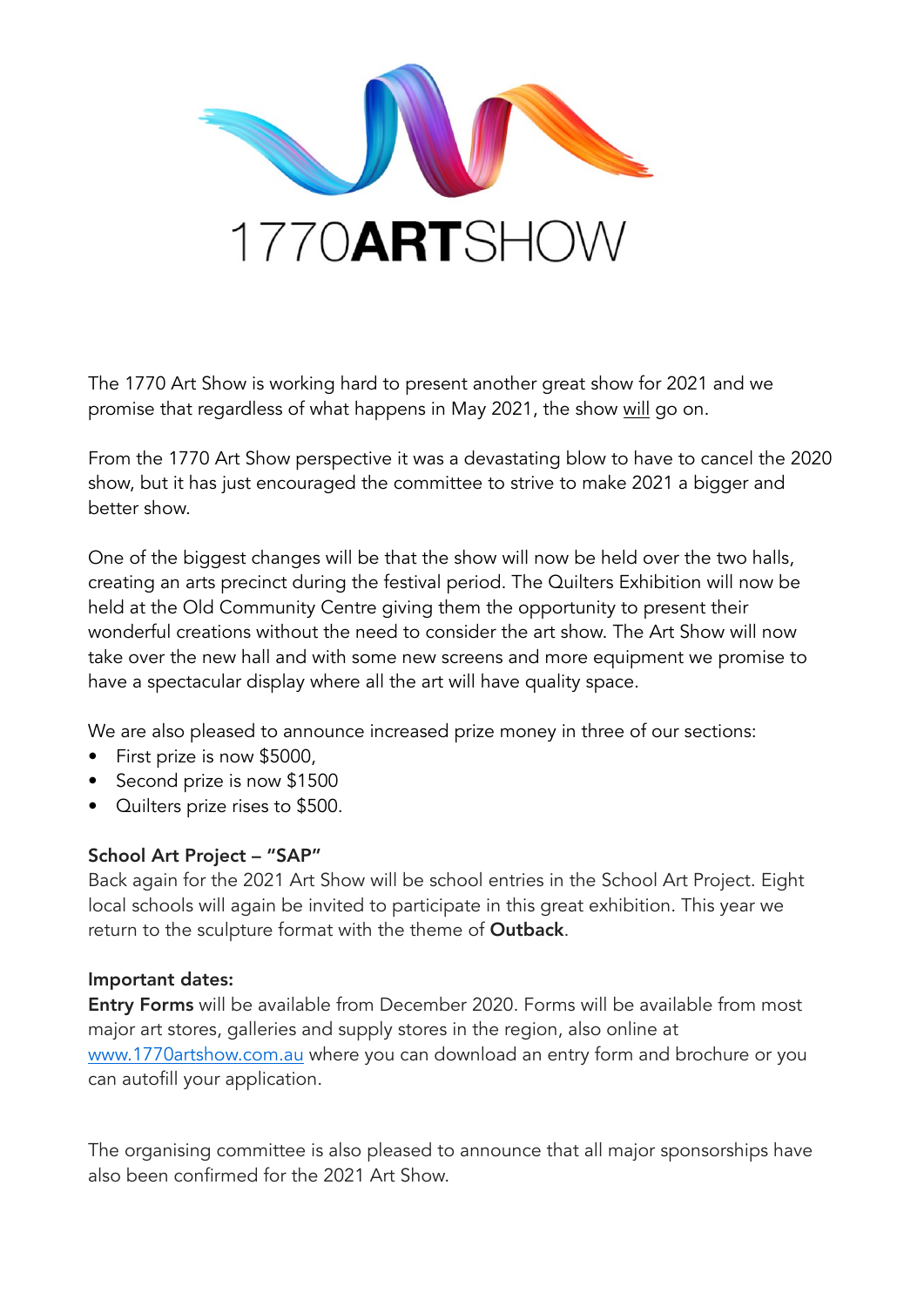# 1770**ART**SHOW

The 1770 Art Show is working hard to present another great show for 2021 and we promise that regardless of what happens in May 2021, the show <u>will</u> go on.

From the 1770 Art Show perspective it was a devastating blow to have to cancel the 2020 show, but it has just encouraged the committee to strive to make 2021 a bigger and better show.

One of the biggest changes will be that the show will now be held over the two halls, creating an arts precinct during the festival period. The Quilters Exhibition will now be held at the Old Community Centre giving them the opportunity to present their wonderful creations without the need to consider the art show. The Art Show will now take over the new hall and with some new screens and more equipment we promise to have a spectacular display where all the art will have quality space.

We are also pleased to announce increased prize money in three of our sections:

- First prize is now $5000,
- Second prize is now $1500
- Quilters prize rises to $500.

**School Art Project – "SAP"**
Back again for the 2021 Art Show will be school entries in the School Art Project. Eight local schools will again be invited to participate in this great exhibition. This year we return to the sculpture format with the theme of **Outback**.

**Important dates:**
**Entry Forms** will be available from December 2020. Forms will be available from most major art stores, galleries and supply stores in the region, also online at www.1770artshow.com.au where you can download an entry form and brochure or you can autofill your application.

The organising committee is also pleased to announce that all major sponsorships have also been confirmed for the 2021 Art Show.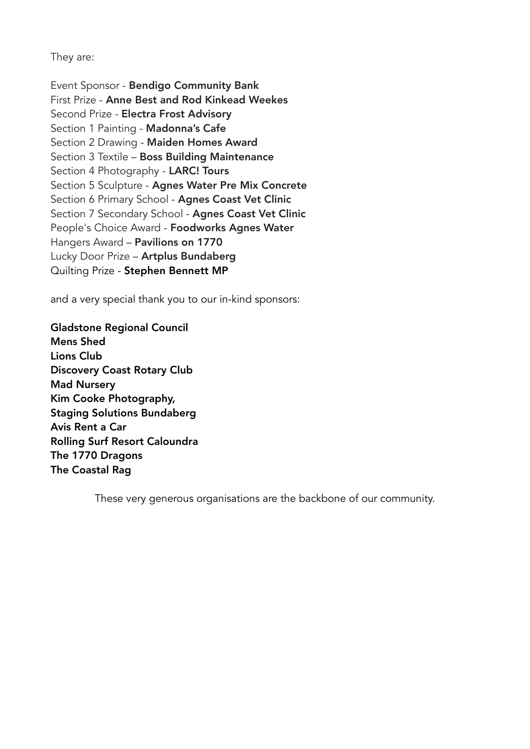They are:

Event Sponsor - **Bendigo Community Bank**
First Prize - **Anne Best and Rod Kinkead Weekes**
Second Prize - **Electra Frost Advisory**
Section 1 Painting - **Madonna's Cafe**
Section 2 Drawing - **Maiden Homes Award**
Section 3 Textile – **Boss Building Maintenance**
Section 4 Photography - **LARC! Tours**
Section 5 Sculpture - **Agnes Water Pre Mix Concrete**
Section 6 Primary School - **Agnes Coast Vet Clinic**
Section 7 Secondary School - **Agnes Coast Vet Clinic**
People's Choice Award - **Foodworks Agnes Water**
Hangers Award – **Pavilions on 1770**
Lucky Door Prize – **Artplus Bundaberg**
Quilting Prize - **Stephen Bennett MP**

and a very special thank you to our in-kind sponsors:

**Gladstone Regional Council**
**Mens Shed**
**Lions Club**
**Discovery Coast Rotary Club**
**Mad Nursery**
**Kim Cooke Photography,**
**Staging Solutions Bundaberg**
**Avis Rent a Car**
**Rolling Surf Resort Caloundra**
**The 1770 Dragons**
**The Coastal Rag**

These very generous organisations are the backbone of our community.